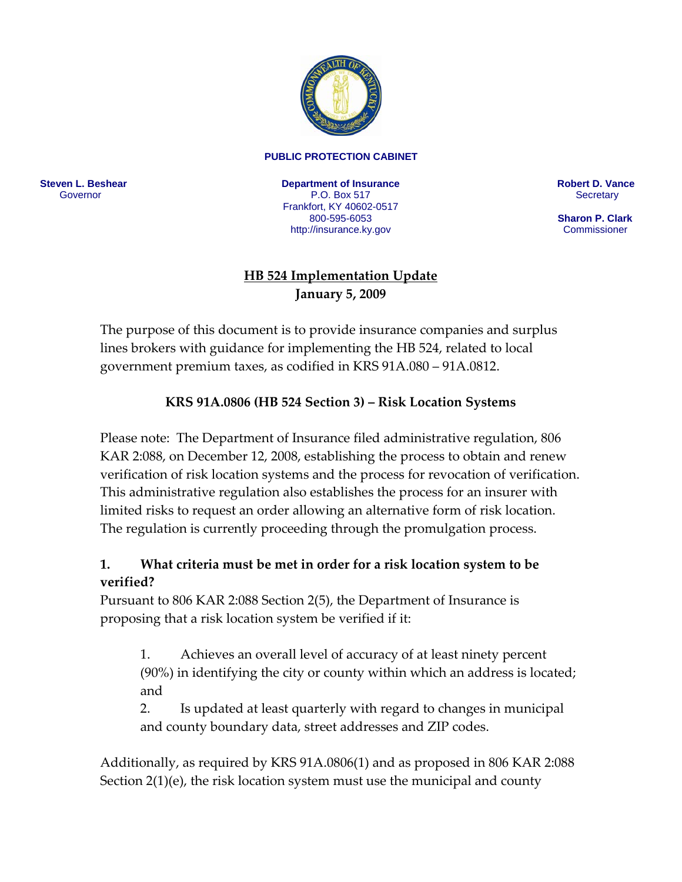**PUBLIC PROTECTION CABINET**

**Steven L. Beshear**
Governor

**Department of Insurance**
P.O. Box 517
Frankfort, KY 40602-0517
800-595-6053
http://insurance.ky.gov

**Robert D. Vance**
Secretary

**Sharon P. Clark**
Commissioner

# HB 524 Implementation Update
**January 5, 2009**

The purpose of this document is to provide insurance companies and surplus lines brokers with guidance for implementing the HB 524, related to local government premium taxes, as codified in KRS 91A.080 – 91A.0812.

## KRS 91A.0806 (HB 524 Section 3) – Risk Location Systems

Please note: The Department of Insurance filed administrative regulation, 806 KAR 2:088, on December 12, 2008, establishing the process to obtain and renew verification of risk location systems and the process for revocation of verification. This administrative regulation also establishes the process for an insurer with limited risks to request an order allowing an alternative form of risk location. The regulation is currently proceeding through the promulgation process.

### 1. What criteria must be met in order for a risk location system to be verified?

Pursuant to 806 KAR 2:088 Section 2(5), the Department of Insurance is proposing that a risk location system be verified if it:

1. Achieves an overall level of accuracy of at least ninety percent (90%) in identifying the city or county within which an address is located; and
2. Is updated at least quarterly with regard to changes in municipal and county boundary data, street addresses and ZIP codes.

Additionally, as required by KRS 91A.0806(1) and as proposed in 806 KAR 2:088 Section 2(1)(e), the risk location system must use the municipal and county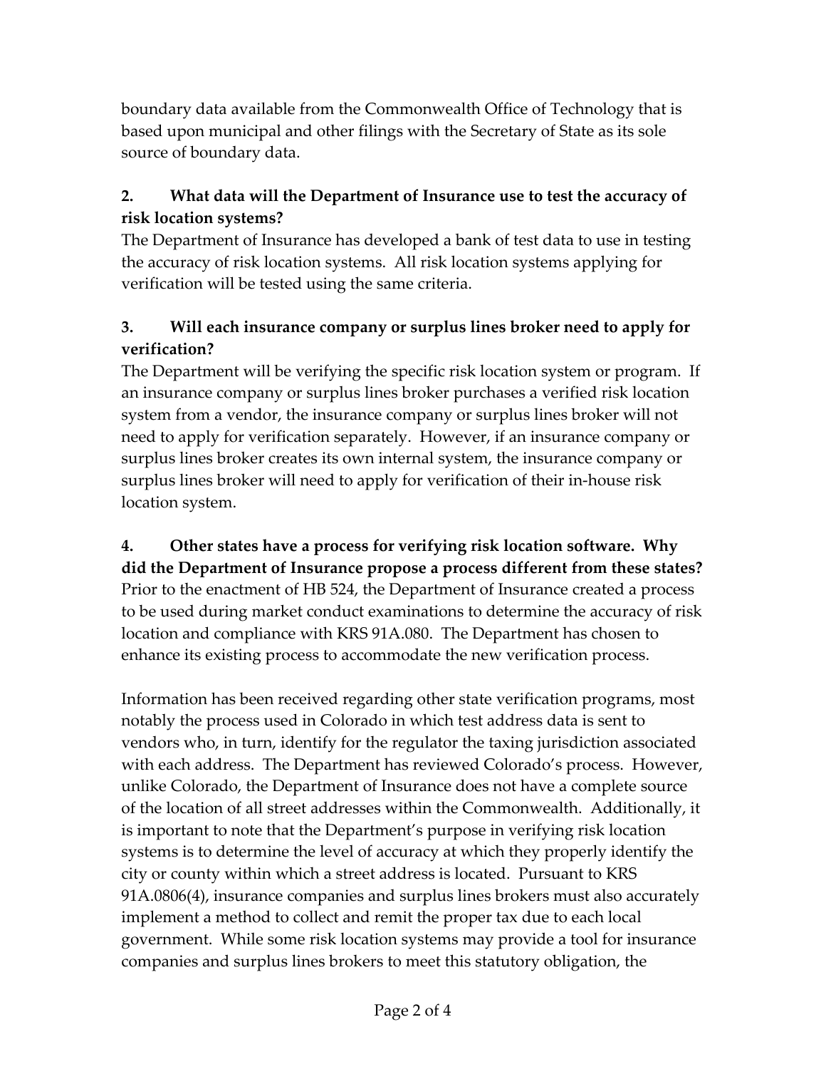boundary data available from the Commonwealth Office of Technology that is based upon municipal and other filings with the Secretary of State as its sole source of boundary data.

**2. What data will the Department of Insurance use to test the accuracy of risk location systems?**

The Department of Insurance has developed a bank of test data to use in testing the accuracy of risk location systems. All risk location systems applying for verification will be tested using the same criteria.

**3. Will each insurance company or surplus lines broker need to apply for verification?**

The Department will be verifying the specific risk location system or program. If an insurance company or surplus lines broker purchases a verified risk location system from a vendor, the insurance company or surplus lines broker will not need to apply for verification separately. However, if an insurance company or surplus lines broker creates its own internal system, the insurance company or surplus lines broker will need to apply for verification of their in-house risk location system.

**4. Other states have a process for verifying risk location software. Why did the Department of Insurance propose a process different from these states?**

Prior to the enactment of HB 524, the Department of Insurance created a process to be used during market conduct examinations to determine the accuracy of risk location and compliance with KRS 91A.080. The Department has chosen to enhance its existing process to accommodate the new verification process.

Information has been received regarding other state verification programs, most notably the process used in Colorado in which test address data is sent to vendors who, in turn, identify for the regulator the taxing jurisdiction associated with each address. The Department has reviewed Colorado's process. However, unlike Colorado, the Department of Insurance does not have a complete source of the location of all street addresses within the Commonwealth. Additionally, it is important to note that the Department's purpose in verifying risk location systems is to determine the level of accuracy at which they properly identify the city or county within which a street address is located. Pursuant to KRS 91A.0806(4), insurance companies and surplus lines brokers must also accurately implement a method to collect and remit the proper tax due to each local government. While some risk location systems may provide a tool for insurance companies and surplus lines brokers to meet this statutory obligation, the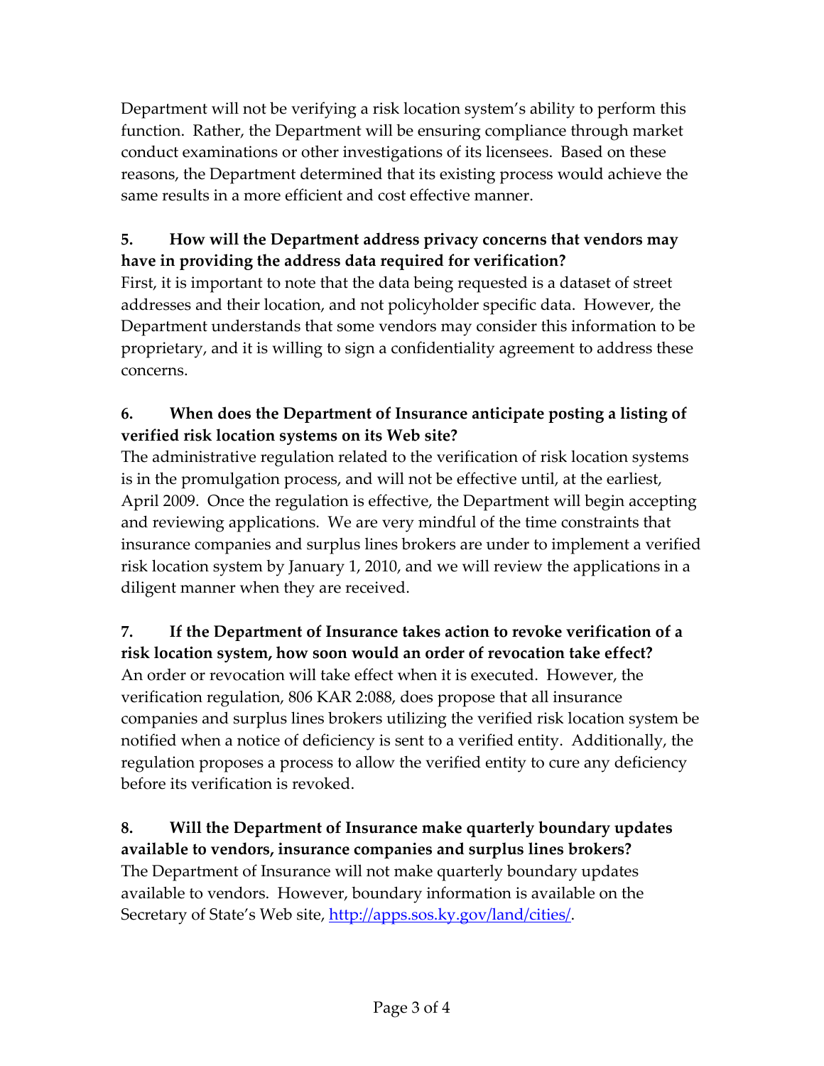Department will not be verifying a risk location system's ability to perform this function. Rather, the Department will be ensuring compliance through market conduct examinations or other investigations of its licensees. Based on these reasons, the Department determined that its existing process would achieve the same results in a more efficient and cost effective manner.

**5. How will the Department address privacy concerns that vendors may have in providing the address data required for verification?**

First, it is important to note that the data being requested is a dataset of street addresses and their location, and not policyholder specific data. However, the Department understands that some vendors may consider this information to be proprietary, and it is willing to sign a confidentiality agreement to address these concerns.

**6. When does the Department of Insurance anticipate posting a listing of verified risk location systems on its Web site?**

The administrative regulation related to the verification of risk location systems is in the promulgation process, and will not be effective until, at the earliest, April 2009. Once the regulation is effective, the Department will begin accepting and reviewing applications. We are very mindful of the time constraints that insurance companies and surplus lines brokers are under to implement a verified risk location system by January 1, 2010, and we will review the applications in a diligent manner when they are received.

**7. If the Department of Insurance takes action to revoke verification of a risk location system, how soon would an order of revocation take effect?**

An order or revocation will take effect when it is executed. However, the verification regulation, 806 KAR 2:088, does propose that all insurance companies and surplus lines brokers utilizing the verified risk location system be notified when a notice of deficiency is sent to a verified entity. Additionally, the regulation proposes a process to allow the verified entity to cure any deficiency before its verification is revoked.

**8. Will the Department of Insurance make quarterly boundary updates available to vendors, insurance companies and surplus lines brokers?**

The Department of Insurance will not make quarterly boundary updates available to vendors. However, boundary information is available on the Secretary of State's Web site, [http://apps.sos.ky.gov/land/cities/](http://apps.sos.ky.gov/land/cities/).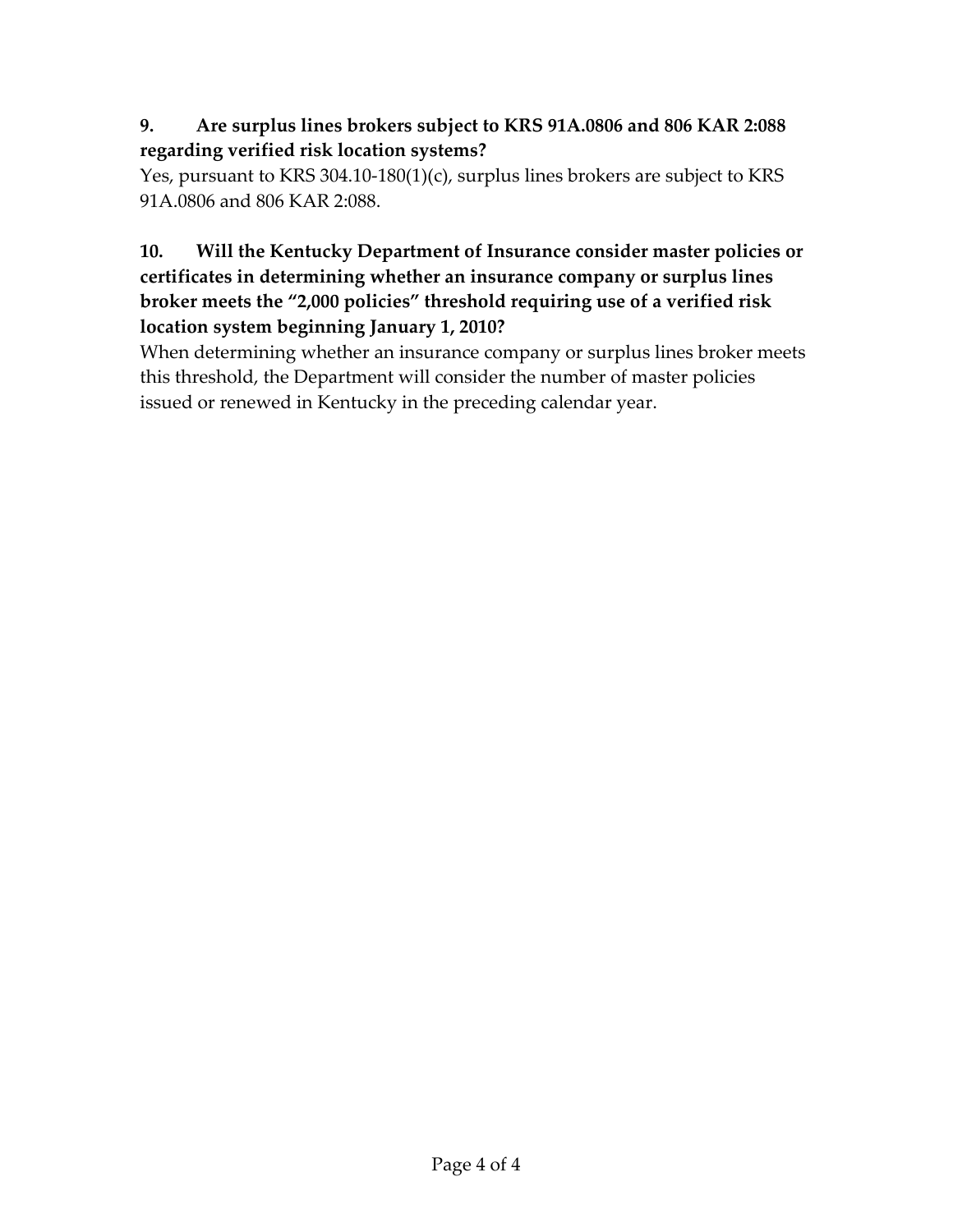**9. Are surplus lines brokers subject to KRS 91A.0806 and 806 KAR 2:088 regarding verified risk location systems?**

Yes, pursuant to KRS 304.10-180(1)(c), surplus lines brokers are subject to KRS 91A.0806 and 806 KAR 2:088.

**10. Will the Kentucky Department of Insurance consider master policies or certificates in determining whether an insurance company or surplus lines broker meets the "2,000 policies" threshold requiring use of a verified risk location system beginning January 1, 2010?**

When determining whether an insurance company or surplus lines broker meets this threshold, the Department will consider the number of master policies issued or renewed in Kentucky in the preceding calendar year.